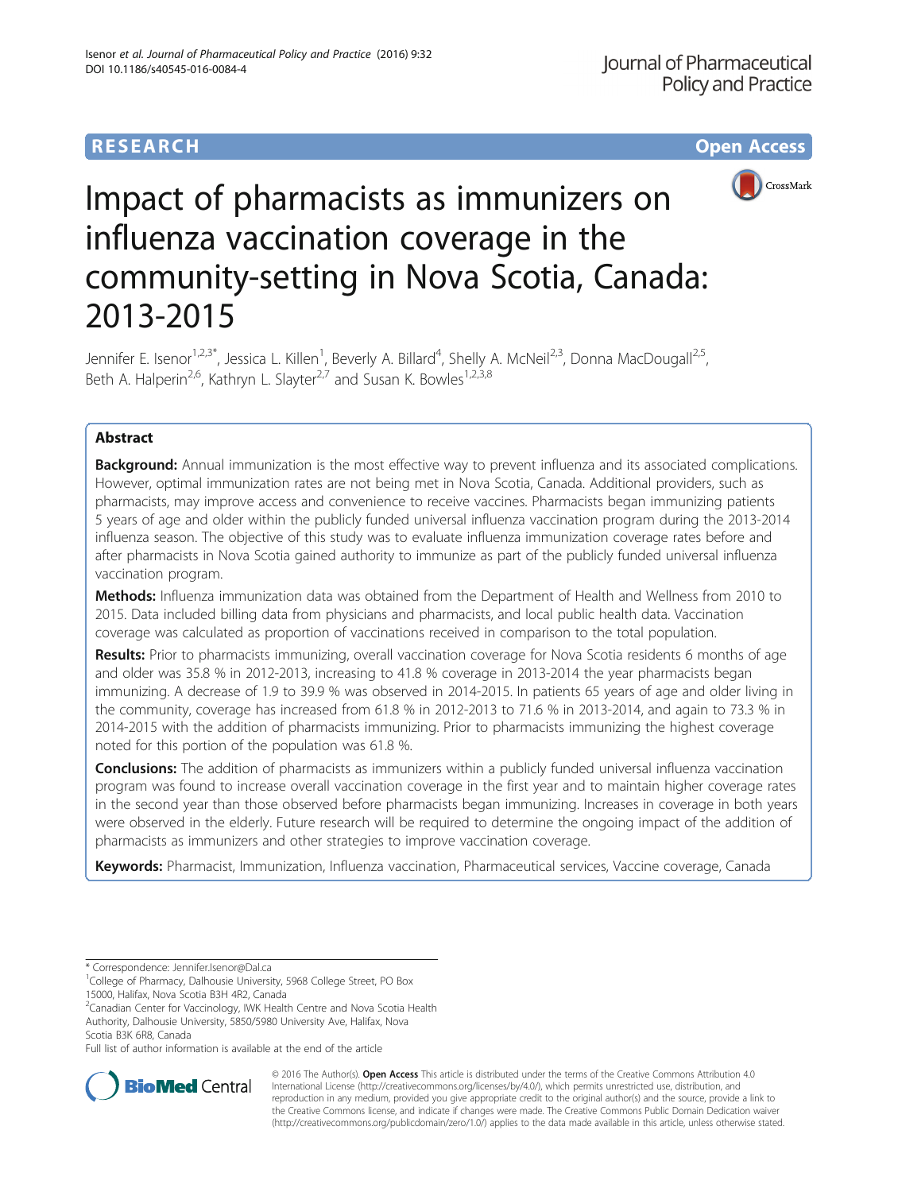**RESEARCH** **Open Access**

# Impact of pharmacists as immunizers on influenza vaccination coverage in the community-setting in Nova Scotia, Canada: 2013-2015

Jennifer E. Isenor[1,2,3*], Jessica L. Killen[1], Beverly A. Billard[4], Shelly A. McNeil[2,3], Donna MacDougall[2,5], Beth A. Halperin[2,6], Kathryn L. Slayter[2,7] and Susan K. Bowles[1,2,3,8]

## Abstract

**Background:** Annual immunization is the most effective way to prevent influenza and its associated complications. However, optimal immunization rates are not being met in Nova Scotia, Canada. Additional providers, such as pharmacists, may improve access and convenience to receive vaccines. Pharmacists began immunizing patients 5 years of age and older within the publicly funded universal influenza vaccination program during the 2013-2014 influenza season. The objective of this study was to evaluate influenza immunization coverage rates before and after pharmacists in Nova Scotia gained authority to immunize as part of the publicly funded universal influenza vaccination program.

**Methods:** Influenza immunization data was obtained from the Department of Health and Wellness from 2010 to 2015. Data included billing data from physicians and pharmacists, and local public health data. Vaccination coverage was calculated as proportion of vaccinations received in comparison to the total population.

**Results:** Prior to pharmacists immunizing, overall vaccination coverage for Nova Scotia residents 6 months of age and older was 35.8 % in 2012-2013, increasing to 41.8 % coverage in 2013-2014 the year pharmacists began immunizing. A decrease of 1.9 to 39.9 % was observed in 2014-2015. In patients 65 years of age and older living in the community, coverage has increased from 61.8 % in 2012-2013 to 71.6 % in 2013-2014, and again to 73.3 % in 2014-2015 with the addition of pharmacists immunizing. Prior to pharmacists immunizing the highest coverage noted for this portion of the population was 61.8 %.

**Conclusions:** The addition of pharmacists as immunizers within a publicly funded universal influenza vaccination program was found to increase overall vaccination coverage in the first year and to maintain higher coverage rates in the second year than those observed before pharmacists began immunizing. Increases in coverage in both years were observed in the elderly. Future research will be required to determine the ongoing impact of the addition of pharmacists as immunizers and other strategies to improve vaccination coverage.

**Keywords:** Pharmacist, Immunization, Influenza vaccination, Pharmaceutical services, Vaccine coverage, Canada

\* Correspondence: Jennifer.Isenor@Dal.ca
[1]College of Pharmacy, Dalhousie University, 5968 College Street, PO Box 15000, Halifax, Nova Scotia B3H 4R2, Canada
[2]Canadian Center for Vaccinology, IWK Health Centre and Nova Scotia Health Authority, Dalhousie University, 5850/5980 University Ave, Halifax, Nova Scotia B3K 6R8, Canada
Full list of author information is available at the end of the article

© 2016 The Author(s). **Open Access** This article is distributed under the terms of the Creative Commons Attribution 4.0 International License (http://creativecommons.org/licenses/by/4.0/), which permits unrestricted use, distribution, and reproduction in any medium, provided you give appropriate credit to the original author(s) and the source, provide a link to the Creative Commons license, and indicate if changes were made. The Creative Commons Public Domain Dedication waiver (http://creativecommons.org/publicdomain/zero/1.0/) applies to the data made available in this article, unless otherwise stated.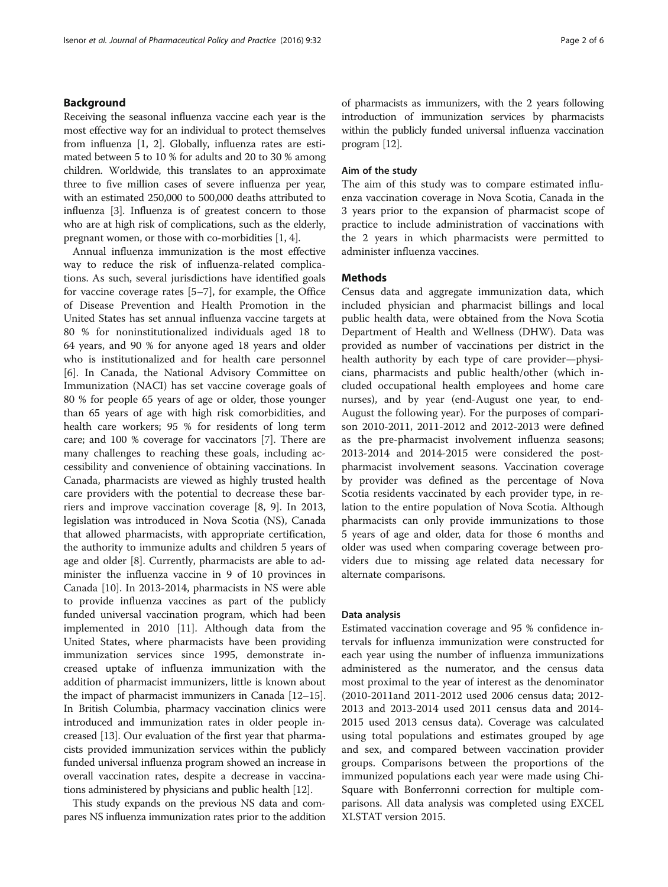## Background

Receiving the seasonal influenza vaccine each year is the most effective way for an individual to protect themselves from influenza [1, 2]. Globally, influenza rates are estimated between 5 to 10 % for adults and 20 to 30 % among children. Worldwide, this translates to an approximate three to five million cases of severe influenza per year, with an estimated 250,000 to 500,000 deaths attributed to influenza [3]. Influenza is of greatest concern to those who are at high risk of complications, such as the elderly, pregnant women, or those with co-morbidities [1, 4].

Annual influenza immunization is the most effective way to reduce the risk of influenza-related complications. As such, several jurisdictions have identified goals for vaccine coverage rates [5–7], for example, the Office of Disease Prevention and Health Promotion in the United States has set annual influenza vaccine targets at 80 % for noninstitutionalized individuals aged 18 to 64 years, and 90 % for anyone aged 18 years and older who is institutionalized and for health care personnel [6]. In Canada, the National Advisory Committee on Immunization (NACI) has set vaccine coverage goals of 80 % for people 65 years of age or older, those younger than 65 years of age with high risk comorbidities, and health care workers; 95 % for residents of long term care; and 100 % coverage for vaccinators [7]. There are many challenges to reaching these goals, including accessibility and convenience of obtaining vaccinations. In Canada, pharmacists are viewed as highly trusted health care providers with the potential to decrease these barriers and improve vaccination coverage [8, 9]. In 2013, legislation was introduced in Nova Scotia (NS), Canada that allowed pharmacists, with appropriate certification, the authority to immunize adults and children 5 years of age and older [8]. Currently, pharmacists are able to administer the influenza vaccine in 9 of 10 provinces in Canada [10]. In 2013-2014, pharmacists in NS were able to provide influenza vaccines as part of the publicly funded universal vaccination program, which had been implemented in 2010 [11]. Although data from the United States, where pharmacists have been providing immunization services since 1995, demonstrate increased uptake of influenza immunization with the addition of pharmacist immunizers, little is known about the impact of pharmacist immunizers in Canada [12–15]. In British Columbia, pharmacy vaccination clinics were introduced and immunization rates in older people increased [13]. Our evaluation of the first year that pharmacists provided immunization services within the publicly funded universal influenza program showed an increase in overall vaccination rates, despite a decrease in vaccinations administered by physicians and public health [12].

This study expands on the previous NS data and compares NS influenza immunization rates prior to the addition of pharmacists as immunizers, with the 2 years following introduction of immunization services by pharmacists within the publicly funded universal influenza vaccination program [12].

### Aim of the study

The aim of this study was to compare estimated influenza vaccination coverage in Nova Scotia, Canada in the 3 years prior to the expansion of pharmacist scope of practice to include administration of vaccinations with the 2 years in which pharmacists were permitted to administer influenza vaccines.

## Methods

Census data and aggregate immunization data, which included physician and pharmacist billings and local public health data, were obtained from the Nova Scotia Department of Health and Wellness (DHW). Data was provided as number of vaccinations per district in the health authority by each type of care provider—physicians, pharmacists and public health/other (which included occupational health employees and home care nurses), and by year (end-August one year, to end-August the following year). For the purposes of comparison 2010-2011, 2011-2012 and 2012-2013 were defined as the pre-pharmacist involvement influenza seasons; 2013-2014 and 2014-2015 were considered the post-pharmacist involvement seasons. Vaccination coverage by provider was defined as the percentage of Nova Scotia residents vaccinated by each provider type, in relation to the entire population of Nova Scotia. Although pharmacists can only provide immunizations to those 5 years of age and older, data for those 6 months and older was used when comparing coverage between providers due to missing age related data necessary for alternate comparisons.

### Data analysis

Estimated vaccination coverage and 95 % confidence intervals for influenza immunization were constructed for each year using the number of influenza immunizations administered as the numerator, and the census data most proximal to the year of interest as the denominator (2010-2011and 2011-2012 used 2006 census data; 2012-2013 and 2013-2014 used 2011 census data and 2014-2015 used 2013 census data). Coverage was calculated using total populations and estimates grouped by age and sex, and compared between vaccination provider groups. Comparisons between the proportions of the immunized populations each year were made using Chi-Square with Bonferronni correction for multiple comparisons. All data analysis was completed using EXCEL XLSTAT version 2015.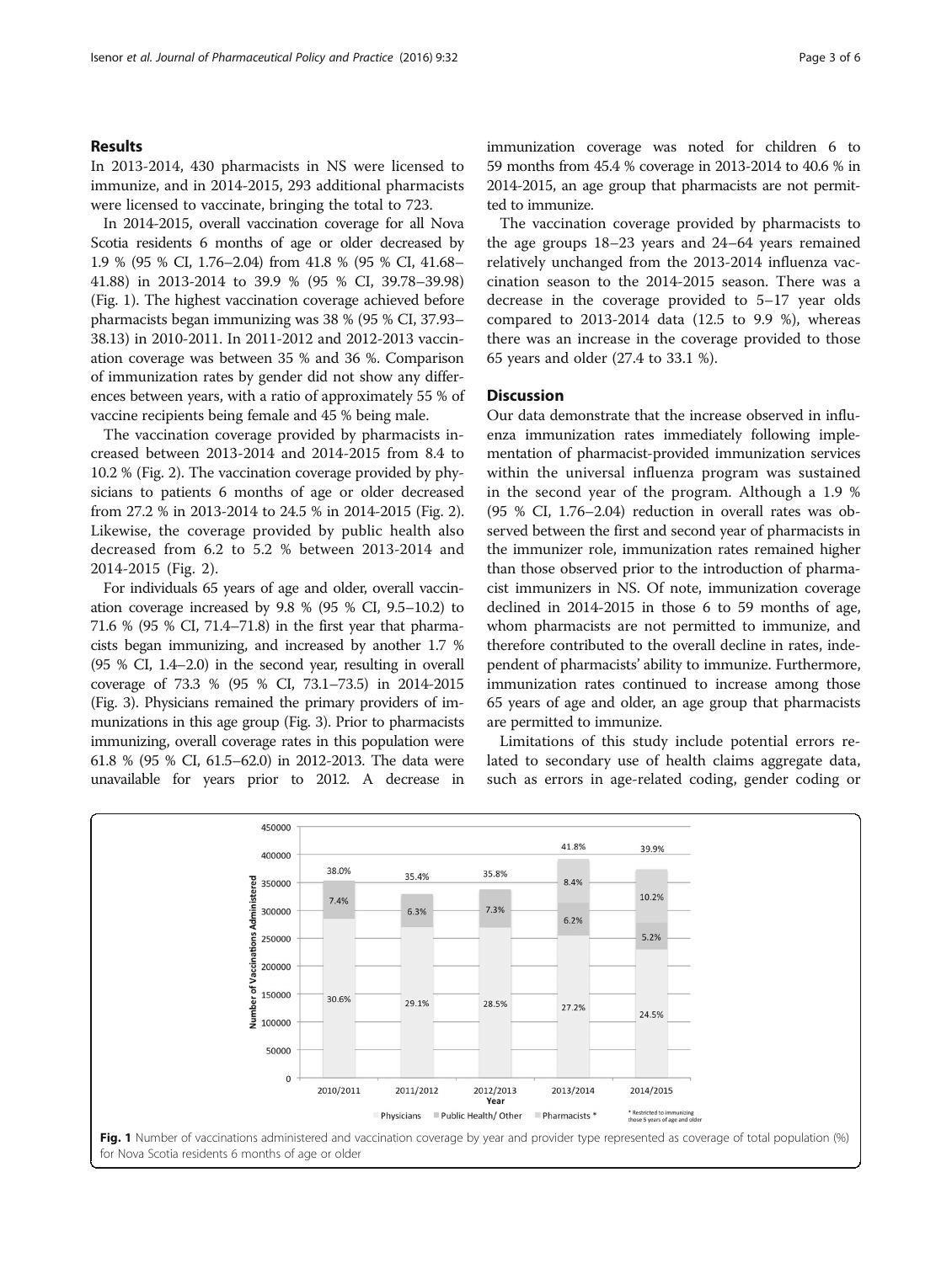## Results

In 2013-2014, 430 pharmacists in NS were licensed to immunize, and in 2014-2015, 293 additional pharmacists were licensed to vaccinate, bringing the total to 723.

In 2014-2015, overall vaccination coverage for all Nova Scotia residents 6 months of age or older decreased by 1.9 % (95 % CI, 1.76–2.04) from 41.8 % (95 % CI, 41.68–41.88) in 2013-2014 to 39.9 % (95 % CI, 39.78–39.98) (Fig. 1). The highest vaccination coverage achieved before pharmacists began immunizing was 38 % (95 % CI, 37.93–38.13) in 2010-2011. In 2011-2012 and 2012-2013 vaccination coverage was between 35 % and 36 %. Comparison of immunization rates by gender did not show any differences between years, with a ratio of approximately 55 % of vaccine recipients being female and 45 % being male.

The vaccination coverage provided by pharmacists increased between 2013-2014 and 2014-2015 from 8.4 to 10.2 % (Fig. 2). The vaccination coverage provided by physicians to patients 6 months of age or older decreased from 27.2 % in 2013-2014 to 24.5 % in 2014-2015 (Fig. 2). Likewise, the coverage provided by public health also decreased from 6.2 to 5.2 % between 2013-2014 and 2014-2015 (Fig. 2).

For individuals 65 years of age and older, overall vaccination coverage increased by 9.8 % (95 % CI, 9.5–10.2) to 71.6 % (95 % CI, 71.4–71.8) in the first year that pharmacists began immunizing, and increased by another 1.7 % (95 % CI, 1.4–2.0) in the second year, resulting in overall coverage of 73.3 % (95 % CI, 73.1–73.5) in 2014-2015 (Fig. 3). Physicians remained the primary providers of immunizations in this age group (Fig. 3). Prior to pharmacists immunizing, overall coverage rates in this population were 61.8 % (95 % CI, 61.5–62.0) in 2012-2013. The data were unavailable for years prior to 2012. A decrease in immunization coverage was noted for children 6 to 59 months from 45.4 % coverage in 2013-2014 to 40.6 % in 2014-2015, an age group that pharmacists are not permitted to immunize.

The vaccination coverage provided by pharmacists to the age groups 18–23 years and 24–64 years remained relatively unchanged from the 2013-2014 influenza vaccination season to the 2014-2015 season. There was a decrease in the coverage provided to 5–17 year olds compared to 2013-2014 data (12.5 to 9.9 %), whereas there was an increase in the coverage provided to those 65 years and older (27.4 to 33.1 %).

## Discussion

Our data demonstrate that the increase observed in influenza immunization rates immediately following implementation of pharmacist-provided immunization services within the universal influenza program was sustained in the second year of the program. Although a 1.9 % (95 % CI, 1.76–2.04) reduction in overall rates was observed between the first and second year of pharmacists in the immunizer role, immunization rates remained higher than those observed prior to the introduction of pharmacist immunizers in NS. Of note, immunization coverage declined in 2014-2015 in those 6 to 59 months of age, whom pharmacists are not permitted to immunize, and therefore contributed to the overall decline in rates, independent of pharmacists' ability to immunize. Furthermore, immunization rates continued to increase among those 65 years of age and older, an age group that pharmacists are permitted to immunize.

Limitations of this study include potential errors related to secondary use of health claims aggregate data, such as errors in age-related coding, gender coding or

| Year | Physicians | Public Health/ Other | Pharmacists * | Total coverage |
|---|---|---|---|---|
| 2010/2011 | 30.6% | 7.4% | | 38.0% |
| 2011/2012 | 29.1% | 6.3% | | 35.4% |
| 2012/2013 | 28.5% | 7.3% | | 35.8% |
| 2013/2014 | 27.2% | 6.2% | 8.4% | 41.8% |
| 2014/2015 | 24.5% | 5.2% | 10.2% | 39.9% |

\* Restricted to immunizing those 5 years of age and older

**Fig. 1** Number of vaccinations administered and vaccination coverage by year and provider type represented as coverage of total population (%) for Nova Scotia residents 6 months of age or older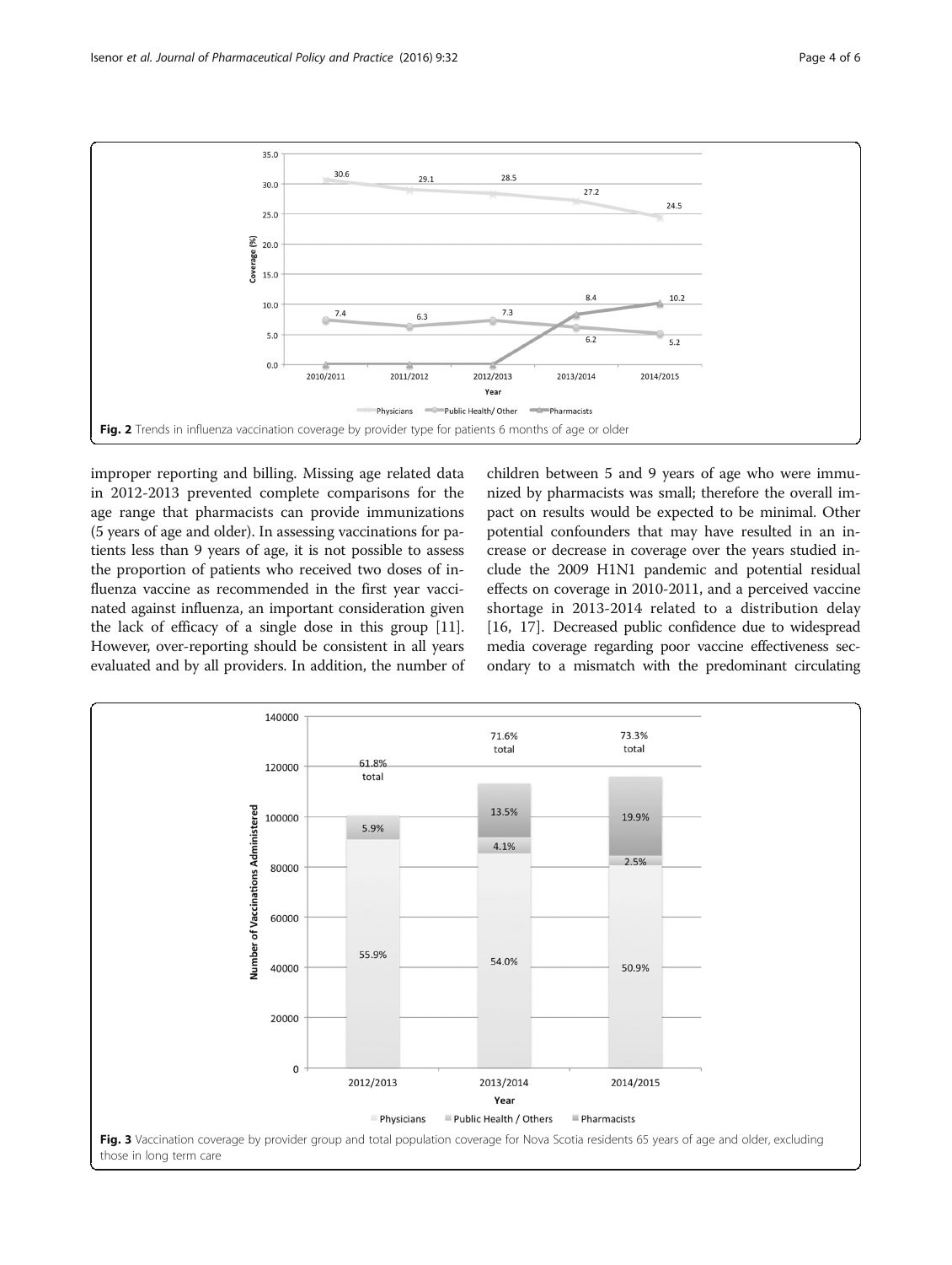Fig. 2 Trends in influenza vaccination coverage by provider type for patients 6 months of age or older

improper reporting and billing. Missing age related data in 2012-2013 prevented complete comparisons for the age range that pharmacists can provide immunizations (5 years of age and older). In assessing vaccinations for patients less than 9 years of age, it is not possible to assess the proportion of patients who received two doses of influenza vaccine as recommended in the first year vaccinated against influenza, an important consideration given the lack of efficacy of a single dose in this group [11]. However, over-reporting should be consistent in all years evaluated and by all providers. In addition, the number of children between 5 and 9 years of age who were immunized by pharmacists was small; therefore the overall impact on results would be expected to be minimal. Other potential confounders that may have resulted in an increase or decrease in coverage over the years studied include the 2009 H1N1 pandemic and potential residual effects on coverage in 2010-2011, and a perceived vaccine shortage in 2013-2014 related to a distribution delay [16, 17]. Decreased public confidence due to widespread media coverage regarding poor vaccine effectiveness secondary to a mismatch with the predominant circulating

Fig. 3 Vaccination coverage by provider group and total population coverage for Nova Scotia residents 65 years of age and older, excluding those in long term care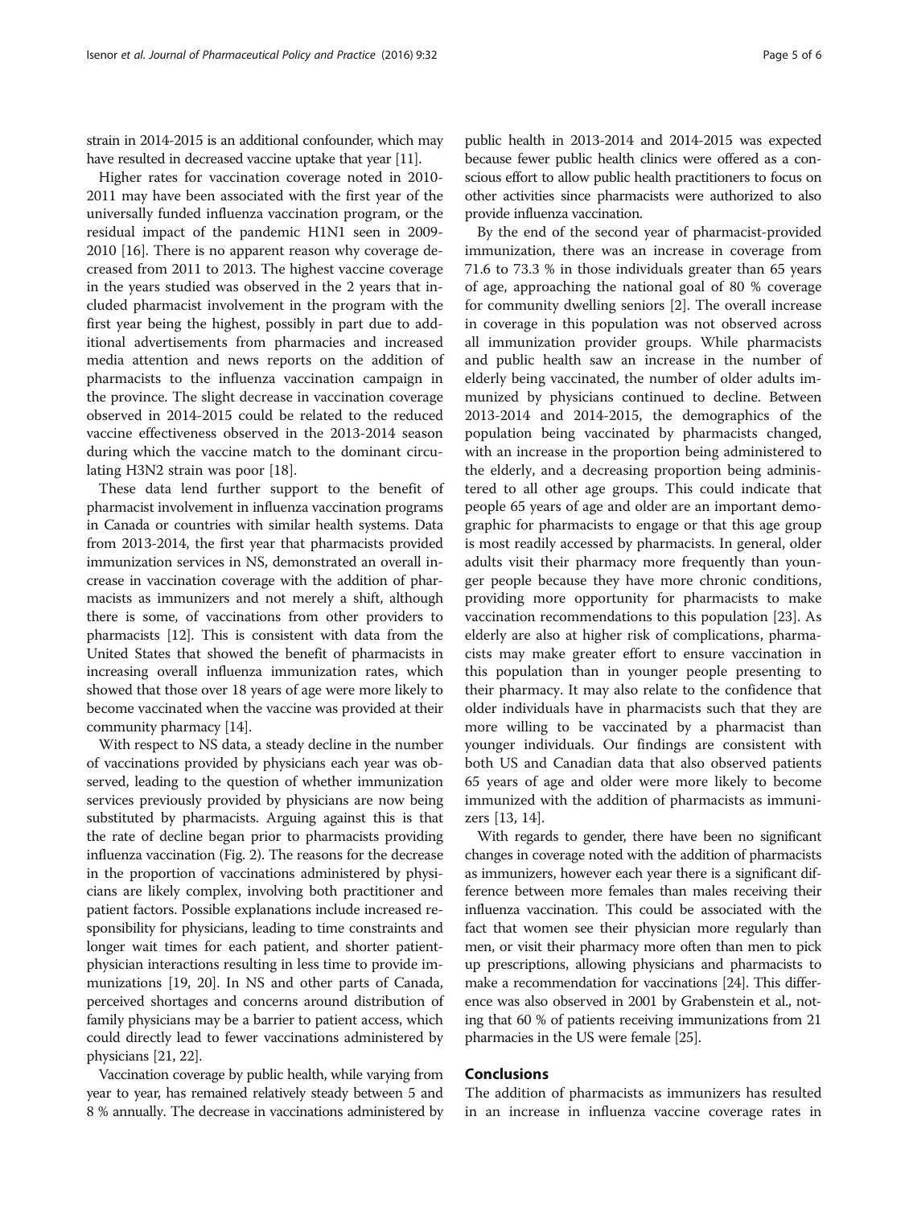strain in 2014-2015 is an additional confounder, which may have resulted in decreased vaccine uptake that year [11].

Higher rates for vaccination coverage noted in 2010-2011 may have been associated with the first year of the universally funded influenza vaccination program, or the residual impact of the pandemic H1N1 seen in 2009-2010 [16]. There is no apparent reason why coverage decreased from 2011 to 2013. The highest vaccine coverage in the years studied was observed in the 2 years that included pharmacist involvement in the program with the first year being the highest, possibly in part due to additional advertisements from pharmacies and increased media attention and news reports on the addition of pharmacists to the influenza vaccination campaign in the province. The slight decrease in vaccination coverage observed in 2014-2015 could be related to the reduced vaccine effectiveness observed in the 2013-2014 season during which the vaccine match to the dominant circulating H3N2 strain was poor [18].

These data lend further support to the benefit of pharmacist involvement in influenza vaccination programs in Canada or countries with similar health systems. Data from 2013-2014, the first year that pharmacists provided immunization services in NS, demonstrated an overall increase in vaccination coverage with the addition of pharmacists as immunizers and not merely a shift, although there is some, of vaccinations from other providers to pharmacists [12]. This is consistent with data from the United States that showed the benefit of pharmacists in increasing overall influenza immunization rates, which showed that those over 18 years of age were more likely to become vaccinated when the vaccine was provided at their community pharmacy [14].

With respect to NS data, a steady decline in the number of vaccinations provided by physicians each year was observed, leading to the question of whether immunization services previously provided by physicians are now being substituted by pharmacists. Arguing against this is that the rate of decline began prior to pharmacists providing influenza vaccination (Fig. 2). The reasons for the decrease in the proportion of vaccinations administered by physicians are likely complex, involving both practitioner and patient factors. Possible explanations include increased responsibility for physicians, leading to time constraints and longer wait times for each patient, and shorter patient-physician interactions resulting in less time to provide immunizations [19, 20]. In NS and other parts of Canada, perceived shortages and concerns around distribution of family physicians may be a barrier to patient access, which could directly lead to fewer vaccinations administered by physicians [21, 22].

Vaccination coverage by public health, while varying from year to year, has remained relatively steady between 5 and 8 % annually. The decrease in vaccinations administered by public health in 2013-2014 and 2014-2015 was expected because fewer public health clinics were offered as a conscious effort to allow public health practitioners to focus on other activities since pharmacists were authorized to also provide influenza vaccination.

By the end of the second year of pharmacist-provided immunization, there was an increase in coverage from 71.6 to 73.3 % in those individuals greater than 65 years of age, approaching the national goal of 80 % coverage for community dwelling seniors [2]. The overall increase in coverage in this population was not observed across all immunization provider groups. While pharmacists and public health saw an increase in the number of elderly being vaccinated, the number of older adults immunized by physicians continued to decline. Between 2013-2014 and 2014-2015, the demographics of the population being vaccinated by pharmacists changed, with an increase in the proportion being administered to the elderly, and a decreasing proportion being administered to all other age groups. This could indicate that people 65 years of age and older are an important demographic for pharmacists to engage or that this age group is most readily accessed by pharmacists. In general, older adults visit their pharmacy more frequently than younger people because they have more chronic conditions, providing more opportunity for pharmacists to make vaccination recommendations to this population [23]. As elderly are also at higher risk of complications, pharmacists may make greater effort to ensure vaccination in this population than in younger people presenting to their pharmacy. It may also relate to the confidence that older individuals have in pharmacists such that they are more willing to be vaccinated by a pharmacist than younger individuals. Our findings are consistent with both US and Canadian data that also observed patients 65 years of age and older were more likely to become immunized with the addition of pharmacists as immunizers [13, 14].

With regards to gender, there have been no significant changes in coverage noted with the addition of pharmacists as immunizers, however each year there is a significant difference between more females than males receiving their influenza vaccination. This could be associated with the fact that women see their physician more regularly than men, or visit their pharmacy more often than men to pick up prescriptions, allowing physicians and pharmacists to make a recommendation for vaccinations [24]. This difference was also observed in 2001 by Grabenstein et al., noting that 60 % of patients receiving immunizations from 21 pharmacies in the US were female [25].

## Conclusions

The addition of pharmacists as immunizers has resulted in an increase in influenza vaccine coverage rates in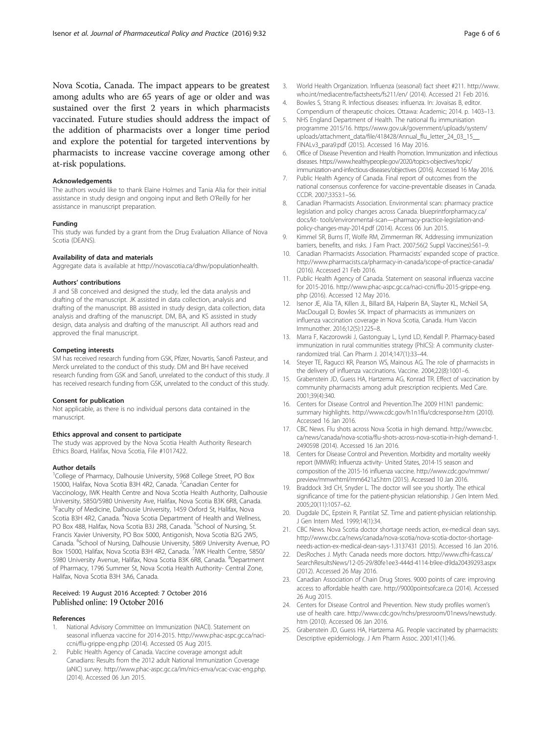Nova Scotia, Canada. The impact appears to be greatest among adults who are 65 years of age or older and was sustained over the first 2 years in which pharmacists vaccinated. Future studies should address the impact of the addition of pharmacists over a longer time period and explore the potential for targeted interventions by pharmacists to increase vaccine coverage among other at-risk populations.

#### Acknowledgements

The authors would like to thank Elaine Holmes and Tania Alia for their initial assistance in study design and ongoing input and Beth O'Reilly for her assistance in manuscript preparation.

#### Funding

This study was funded by a grant from the Drug Evaluation Alliance of Nova Scotia (DEANS).

#### Availability of data and materials

Aggregate data is available at http://novascotia.ca/dhw/populationhealth.

#### Authors' contributions

JI and SB conceived and designed the study, led the data analysis and drafting of the manuscript. JK assisted in data collection, analysis and drafting of the manuscript. BB assisted in study design, data collection, data analysis and drafting of the manuscript. DM, BA, and KS assisted in study design, data analysis and drafting of the manuscript. All authors read and approved the final manuscript.

#### Competing interests

SM has received research funding from GSK, Pfizer, Novartis, Sanofi Pasteur, and Merck unrelated to the conduct of this study. DM and BH have received research funding from GSK and Sanofi, unrelated to the conduct of this study. JI has received research funding from GSK, unrelated to the conduct of this study.

#### Consent for publication

Not applicable, as there is no individual persons data contained in the manuscript.

#### Ethics approval and consent to participate

The study was approved by the Nova Scotia Health Authority Research Ethics Board, Halifax, Nova Scotia, File #1017422.

#### Author details

[1]College of Pharmacy, Dalhousie University, 5968 College Street, PO Box 15000, Halifax, Nova Scotia B3H 4R2, Canada. [2]Canadian Center for Vaccinology, IWK Health Centre and Nova Scotia Health Authority, Dalhousie University, 5850/5980 University Ave, Halifax, Nova Scotia B3K 6R8, Canada. [3]Faculty of Medicine, Dalhousie University, 1459 Oxford St, Halifax, Nova Scotia B3H 4R2, Canada. [4]Nova Scotia Department of Health and Wellness, PO Box 488, Halifax, Nova Scotia B3J 2R8, Canada. [5]School of Nursing, St. Francis Xavier University, PO Box 5000, Antigonish, Nova Scotia B2G 2W5, Canada. [6]School of Nursing, Dalhousie University, 5869 University Avenue, PO Box 15000, Halifax, Nova Scotia B3H 4R2, Canada. [7]IWK Health Centre, 5850/5980 University Avenue, Halifax, Nova Scotia B3K 6R8, Canada. [8]Department of Pharmacy, 1796 Summer St, Nova Scotia Health Authority- Central Zone, Halifax, Nova Scotia B3H 3A6, Canada.

Received: 19 August 2016 Accepted: 7 October 2016
Published online: 19 October 2016

#### References

1. National Advisory Committee on Immunization (NACI). Statement on seasonal influenza vaccine for 2014-2015. http://www.phac-aspc.gc.ca/naci-ccni/flu-grippe-eng.php (2014). Accessed 05 Aug 2015.
2. Public Health Agency of Canada. Vaccine coverage amongst adult Canadians: Results from the 2012 adult National Immunization Coverage (aNIC) survey. http://www.phac-aspc.gc.ca/im/nics-enva/vcac-cvac-eng.php. (2014). Accessed 06 Jun 2015.
3. World Health Organization. Influenza (seasonal) fact sheet #211. http://www.who.int/mediacentre/factsheets/fs211/en/ (2014). Accessed 21 Feb 2016.
4. Bowles S, Strang R. Infectious diseases: influenza. In: Jovaisas B, editor. Compendium of therapeutic choices. Ottawa: Academic; 2014. p. 1403–13.
5. NHS England Department of Health. The national flu immunisation programme 2015/16. https://www.gov.uk/government/uploads/system/uploads/attachment_data/file/418428/Annual_flu_letter_24_03_15__FINALv3_para9.pdf (2015). Accessed 16 May 2016.
6. Office of Disease Prevention and Health Promotion. Immunization and infectious diseases. https://www.healthypeople.gov/2020/topics-objectives/topic/immunization-and-infectious-diseases/objectives (2016). Accessed 16 May 2016.
7. Public Health Agency of Canada. Final report of outcomes from the national consensus conference for vaccine-preventable diseases in Canada. CCDR. 2007;33S3:1–56.
8. Canadian Pharmacists Association. Environmental scan: pharmacy practice legislation and policy changes across Canada. blueprintforpharmacy.ca/docs/kt- tools/environmental-scan—pharmacy-practice-legislation-and-policy-changes-may-2014.pdf (2014). Access 06 Jun 2015.
9. Kimmel SR, Burns IT, Wolfe RM, Zimmerman RK. Addressing immunization barriers, benefits, and risks. J Fam Pract. 2007;56(2 Suppl Vaccines):S61–9.
10. Canadian Pharmacists Association. Pharmacists' expanded scope of practice. http://www.pharmacists.ca/pharmacy-in-canada/scope-of-practice-canada/ (2016). Accessed 21 Feb 2016.
11. Public Health Agency of Canada. Statement on seasonal influenza vaccine for 2015-2016. http://www.phac-aspc.gc.ca/naci-ccni/flu-2015-grippe-eng.php (2016). Accessed 12 May 2016.
12. Isenor JE, Alia TA, Killen JL, Billard BA, Halperin BA, Slayter KL, McNeil SA, MacDougall D, Bowles SK. Impact of pharmacists as immunizers on influenza vaccination coverage in Nova Scotia, Canada. Hum Vaccin Immunother. 2016;12(5):1225–8.
13. Marra F, Kaczorowski J, Gastonguay L, Lynd LD, Kendall P. Pharmacy-based immunization in rural communities strategy (PhICS): A community cluster-randomized trial. Can Pharm J. 2014;147(1):33–44.
14. Steyer TE, Ragucci KR, Pearson WS, Mainous AG. The role of pharmacists in the delivery of influenza vaccinations. Vaccine. 2004;22(8):1001–6.
15. Grabenstein JD, Guess HA, Hartzema AG, Konrad TR. Effect of vaccination by community pharmacists among adult prescription recipients. Med Care. 2001;39(4):340.
16. Centers for Disease Control and Prevention.The 2009 H1N1 pandemic: summary highlights. http://www.cdc.gov/h1n1flu/cdcresponse.htm (2010). Accessed 16 Jan 2016.
17. CBC News. Flu shots across Nova Scotia in high demand. http://www.cbc.ca/news/canada/nova-scotia/flu-shots-across-nova-scotia-in-high-demand-1.2490598 (2014). Accessed 16 Jan 2016.
18. Centers for Disease Control and Prevention. Morbidity and mortality weekly report (MMWR): Influenza activity- United States, 2014-15 season and composition of the 2015-16 influenza vaccine. http://www.cdc.gov/mmwr/preview/mmwrhtml/mm6421a5.htm (2015). Accessed 10 Jan 2016.
19. Braddock 3rd CH, Snyder L. The doctor will see you shortly. The ethical significance of time for the patient-physician relationship. J Gen Intern Med. 2005;20(11):1057–62.
20. Dugdale DC, Epstein R, Pantilat SZ. Time and patient-physician relationship. J Gen Intern Med. 1999;14(1):34.
21. CBC News. Nova Scotia doctor shortage needs action, ex-medical dean says. http://www.cbc.ca/news/canada/nova-scotia/nova-scotia-doctor-shortage-needs-action-ex-medical-dean-says-1.3137431 (2015). Accessed 16 Jan 2016.
22. DesRoches J. Myth: Canada needs more doctors. http://www.cfhi-fcass.ca/SearchResultsNews/12-05-29/80fe1ee3-444d-4114-b9ee-d9da20439293.aspx (2012). Accessed 26 May 2016.
23. Canadian Association of Chain Drug Stores. 9000 points of care: improving access to affordable health care. http://9000pointsofcare.ca (2014). Accessed 26 Aug 2015.
24. Centers for Disease Control and Prevention. New study profiles women's use of health care. http://www.cdc.gov/nchs/pressroom/01news/newstudy.htm (2010). Accessed 06 Jan 2016.
25. Grabenstein JD, Guess HA, Hartzema AG. People vaccinated by pharmacists: Descriptive epidemiology. J Am Pharm Assoc. 2001;41(1):46.